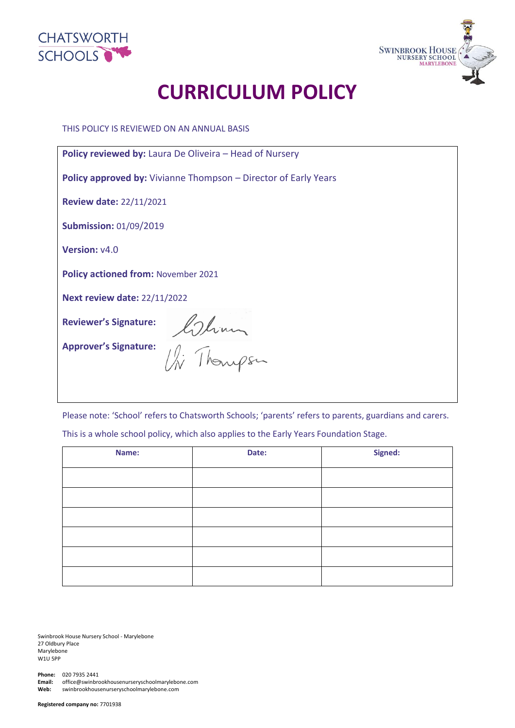CHATSWORTH SCHOOLS

SWINBROOK HOUSE NURSERY SCHOOL MARYLEBONE

# CURRICULUM POLICY

THIS POLICY IS REVIEWED ON AN ANNUAL BASIS

**Policy reviewed by:** Laura De Oliveira – Head of Nursery

**Policy approved by:** Vivianne Thompson – Director of Early Years

**Review date:** 22/11/2021

**Submission:** 01/09/2019

**Version:** v4.0

**Policy actioned from:** November 2021

**Next review date:** 22/11/2022

**Reviewer's Signature:**

**Approver's Signature:** Vi Thompson

Please note: 'School' refers to Chatsworth Schools; 'parents' refers to parents, guardians and carers.

This is a whole school policy, which also applies to the Early Years Foundation Stage.

| Name: | Date: | Signed: |
|---|---|---|
| | | |
| | | |
| | | |
| | | |
| | | |
| | | |

Swinbrook House Nursery School - Marylebone
27 Oldbury Place
Marylebone
W1U 5PP

**Phone:** 020 7935 2441
**Email:** office@swinbrookhousenurseryschoolmarylebone.com
**Web:** swinbrookhousenurseryschoolmarylebone.com

**Registered company no:** 7701938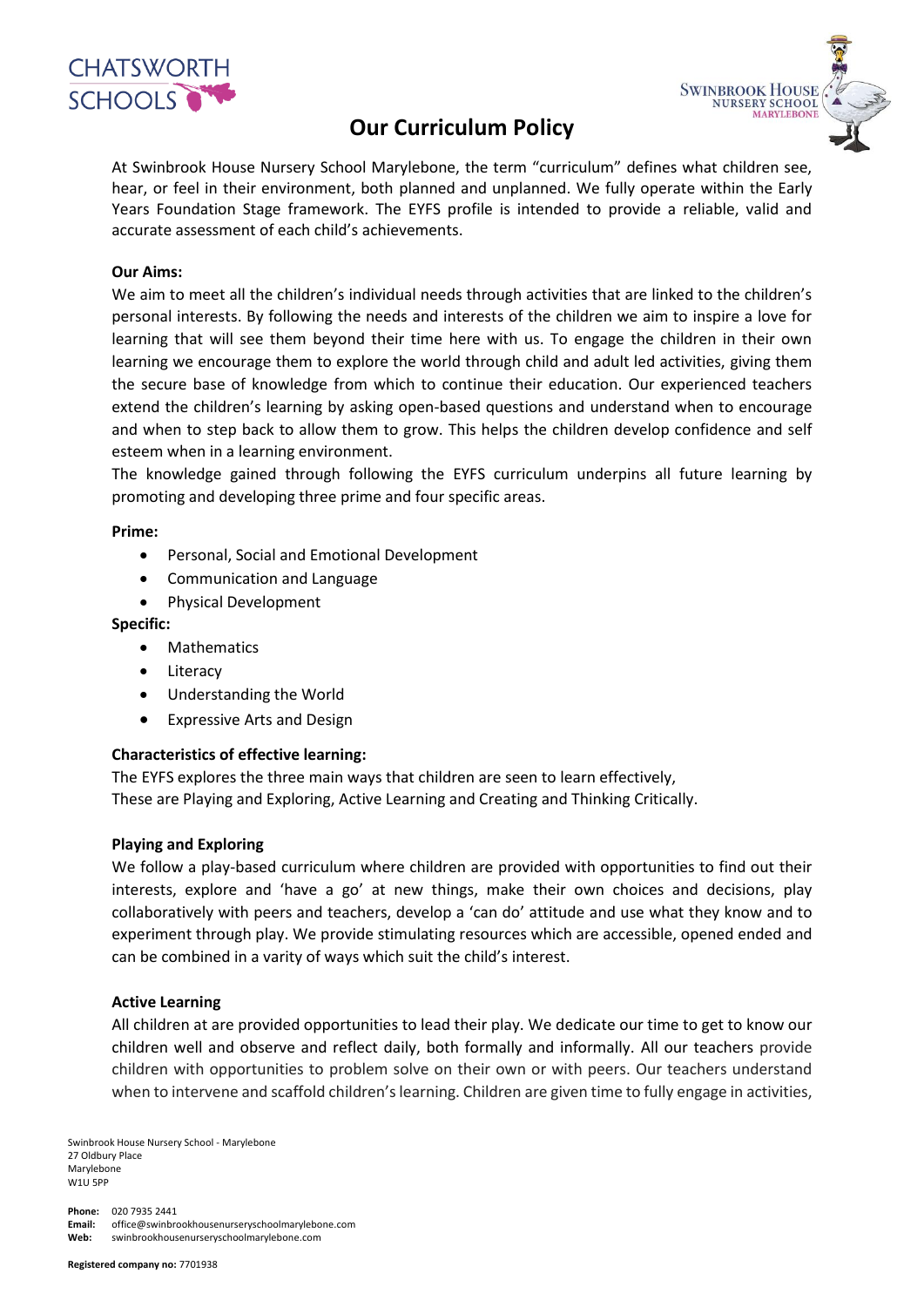# Our Curriculum Policy

At Swinbrook House Nursery School Marylebone, the term "curriculum" defines what children see, hear, or feel in their environment, both planned and unplanned. We fully operate within the Early Years Foundation Stage framework. The EYFS profile is intended to provide a reliable, valid and accurate assessment of each child's achievements.

**Our Aims:**

We aim to meet all the children's individual needs through activities that are linked to the children's personal interests. By following the needs and interests of the children we aim to inspire a love for learning that will see them beyond their time here with us. To engage the children in their own learning we encourage them to explore the world through child and adult led activities, giving them the secure base of knowledge from which to continue their education. Our experienced teachers extend the children's learning by asking open-based questions and understand when to encourage and when to step back to allow them to grow. This helps the children develop confidence and self esteem when in a learning environment.

The knowledge gained through following the EYFS curriculum underpins all future learning by promoting and developing three prime and four specific areas.

**Prime:**

- Personal, Social and Emotional Development
- Communication and Language
- Physical Development

**Specific:**

- Mathematics
- Literacy
- Understanding the World
- Expressive Arts and Design

**Characteristics of effective learning:**

The EYFS explores the three main ways that children are seen to learn effectively,
These are Playing and Exploring, Active Learning and Creating and Thinking Critically.

**Playing and Exploring**

We follow a play-based curriculum where children are provided with opportunities to find out their interests, explore and 'have a go' at new things, make their own choices and decisions, play collaboratively with peers and teachers, develop a 'can do' attitude and use what they know and to experiment through play. We provide stimulating resources which are accessible, opened ended and can be combined in a varity of ways which suit the child's interest.

**Active Learning**

All children at are provided opportunities to lead their play. We dedicate our time to get to know our children well and observe and reflect daily, both formally and informally. All our teachers provide children with opportunities to problem solve on their own or with peers. Our teachers understand when to intervene and scaffold children's learning. Children are given time to fully engage in activities,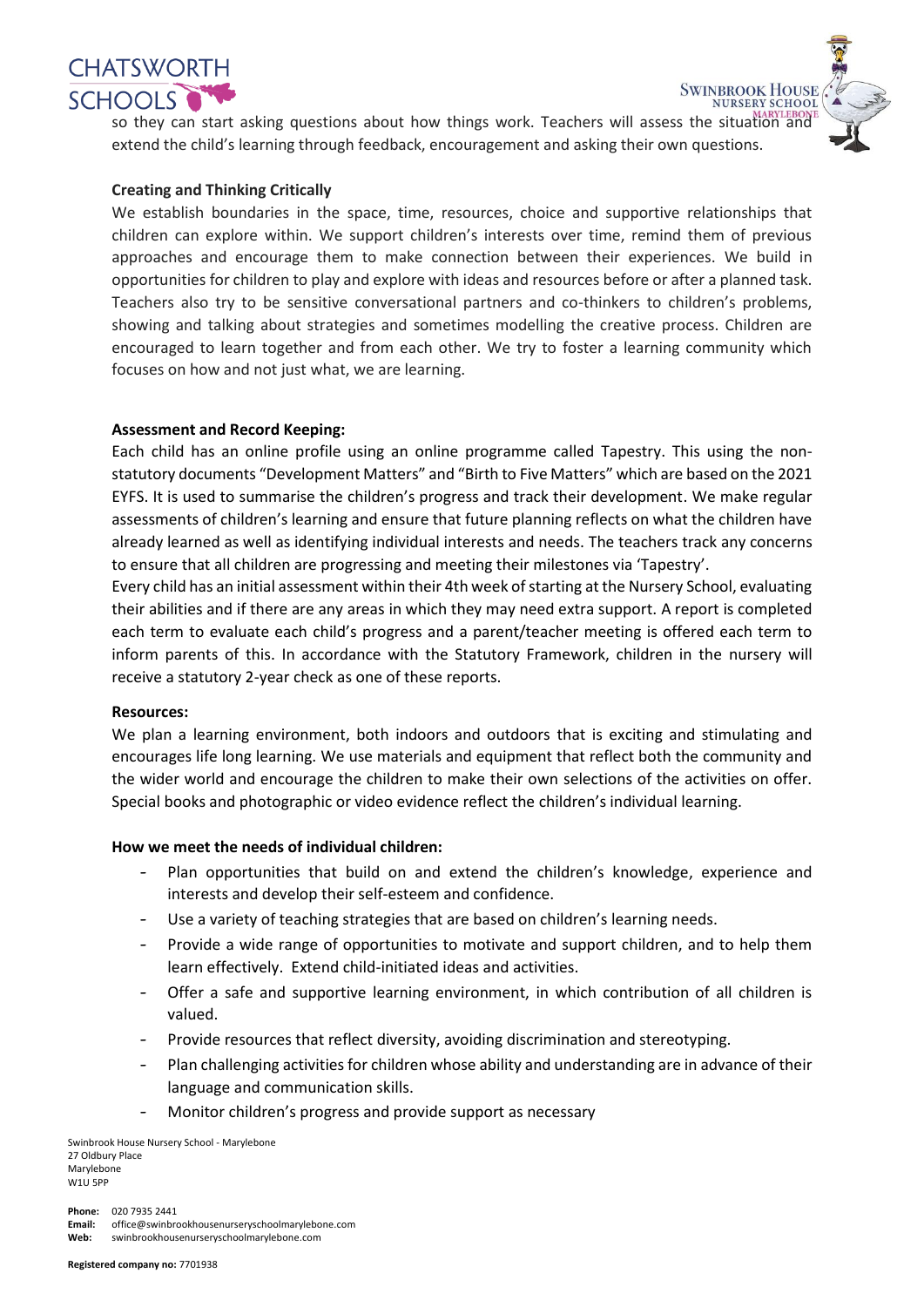so they can start asking questions about how things work. Teachers will assess the situation and extend the child's learning through feedback, encouragement and asking their own questions.

**Creating and Thinking Critically**

We establish boundaries in the space, time, resources, choice and supportive relationships that children can explore within. We support children's interests over time, remind them of previous approaches and encourage them to make connection between their experiences. We build in opportunities for children to play and explore with ideas and resources before or after a planned task. Teachers also try to be sensitive conversational partners and co-thinkers to children's problems, showing and talking about strategies and sometimes modelling the creative process. Children are encouraged to learn together and from each other. We try to foster a learning community which focuses on how and not just what, we are learning.

**Assessment and Record Keeping:**

Each child has an online profile using an online programme called Tapestry. This using the non-statutory documents "Development Matters" and "Birth to Five Matters" which are based on the 2021 EYFS. It is used to summarise the children's progress and track their development. We make regular assessments of children's learning and ensure that future planning reflects on what the children have already learned as well as identifying individual interests and needs. The teachers track any concerns to ensure that all children are progressing and meeting their milestones via 'Tapestry'.

Every child has an initial assessment within their 4th week of starting at the Nursery School, evaluating their abilities and if there are any areas in which they may need extra support. A report is completed each term to evaluate each child's progress and a parent/teacher meeting is offered each term to inform parents of this. In accordance with the Statutory Framework, children in the nursery will receive a statutory 2-year check as one of these reports.

**Resources:**

We plan a learning environment, both indoors and outdoors that is exciting and stimulating and encourages life long learning. We use materials and equipment that reflect both the community and the wider world and encourage the children to make their own selections of the activities on offer. Special books and photographic or video evidence reflect the children's individual learning.

**How we meet the needs of individual children:**

- Plan opportunities that build on and extend the children's knowledge, experience and interests and develop their self-esteem and confidence.
- Use a variety of teaching strategies that are based on children's learning needs.
- Provide a wide range of opportunities to motivate and support children, and to help them learn effectively. Extend child-initiated ideas and activities.
- Offer a safe and supportive learning environment, in which contribution of all children is valued.
- Provide resources that reflect diversity, avoiding discrimination and stereotyping.
- Plan challenging activities for children whose ability and understanding are in advance of their language and communication skills.
- Monitor children's progress and provide support as necessary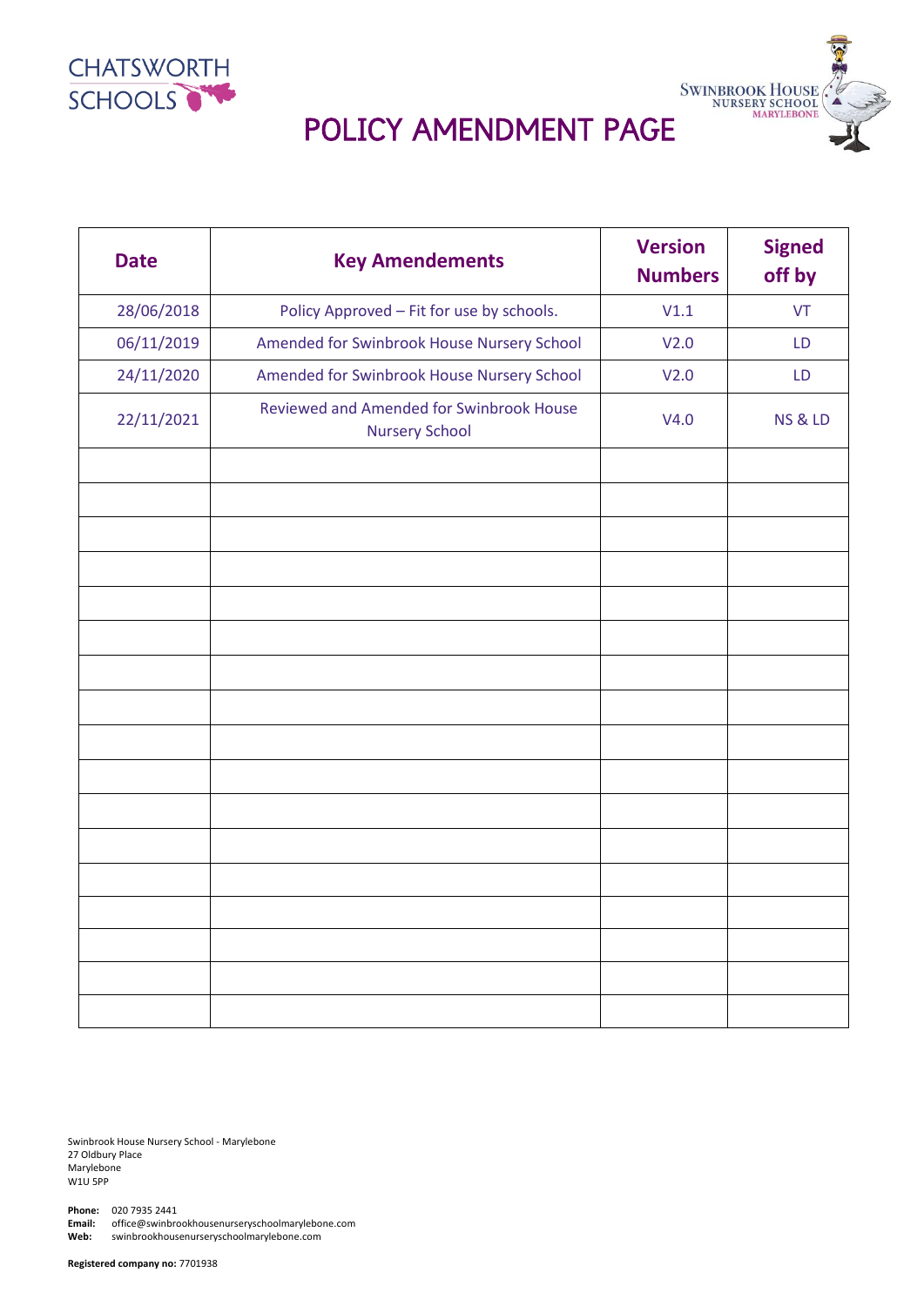CHATSWORTH SCHOOLS

SWINBROOK HOUSE NURSERY SCHOOL MARYLEBONE

# POLICY AMENDMENT PAGE

| Date | Key Amendements | Version Numbers | Signed off by |
|---|---|---|---|
| 28/06/2018 | Policy Approved – Fit for use by schools. | V1.1 | VT |
| 06/11/2019 | Amended for Swinbrook House Nursery School | V2.0 | LD |
| 24/11/2020 | Amended for Swinbrook House Nursery School | V2.0 | LD |
| 22/11/2021 | Reviewed and Amended for Swinbrook House Nursery School | V4.0 | NS & LD |
| | | | |
| | | | |
| | | | |
| | | | |
| | | | |
| | | | |
| | | | |
| | | | |
| | | | |
| | | | |
| | | | |
| | | | |
| | | | |
| | | | |
| | | | |
| | | | |
| | | | |

Swinbrook House Nursery School - Marylebone
27 Oldbury Place
Marylebone
W1U 5PP

**Phone:** 020 7935 2441
**Email:** office@swinbrookhousenurseryschoolmarylebone.com
**Web:** swinbrookhousenurseryschoolmarylebone.com

**Registered company no:** 7701938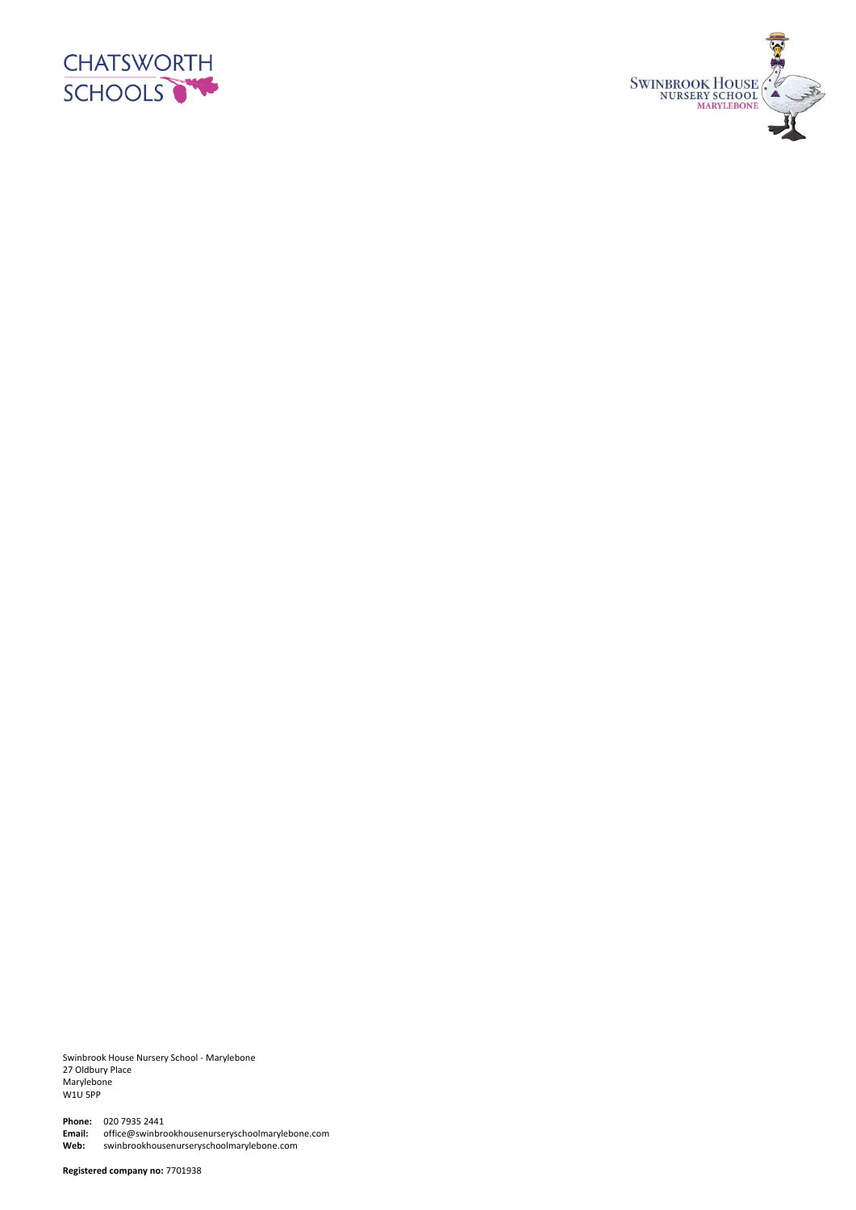CHATSWORTH SCHOOLS

SWINBROOK HOUSE NURSERY SCHOOL MARYLEBONE

Swinbrook House Nursery School - Marylebone
27 Oldbury Place
Marylebone
W1U 5PP

**Phone:** 020 7935 2441
**Email:** office@swinbrookhousenurseryschoolmarylebone.com
**Web:** swinbrookhousenurseryschoolmarylebone.com

**Registered company no:** 7701938